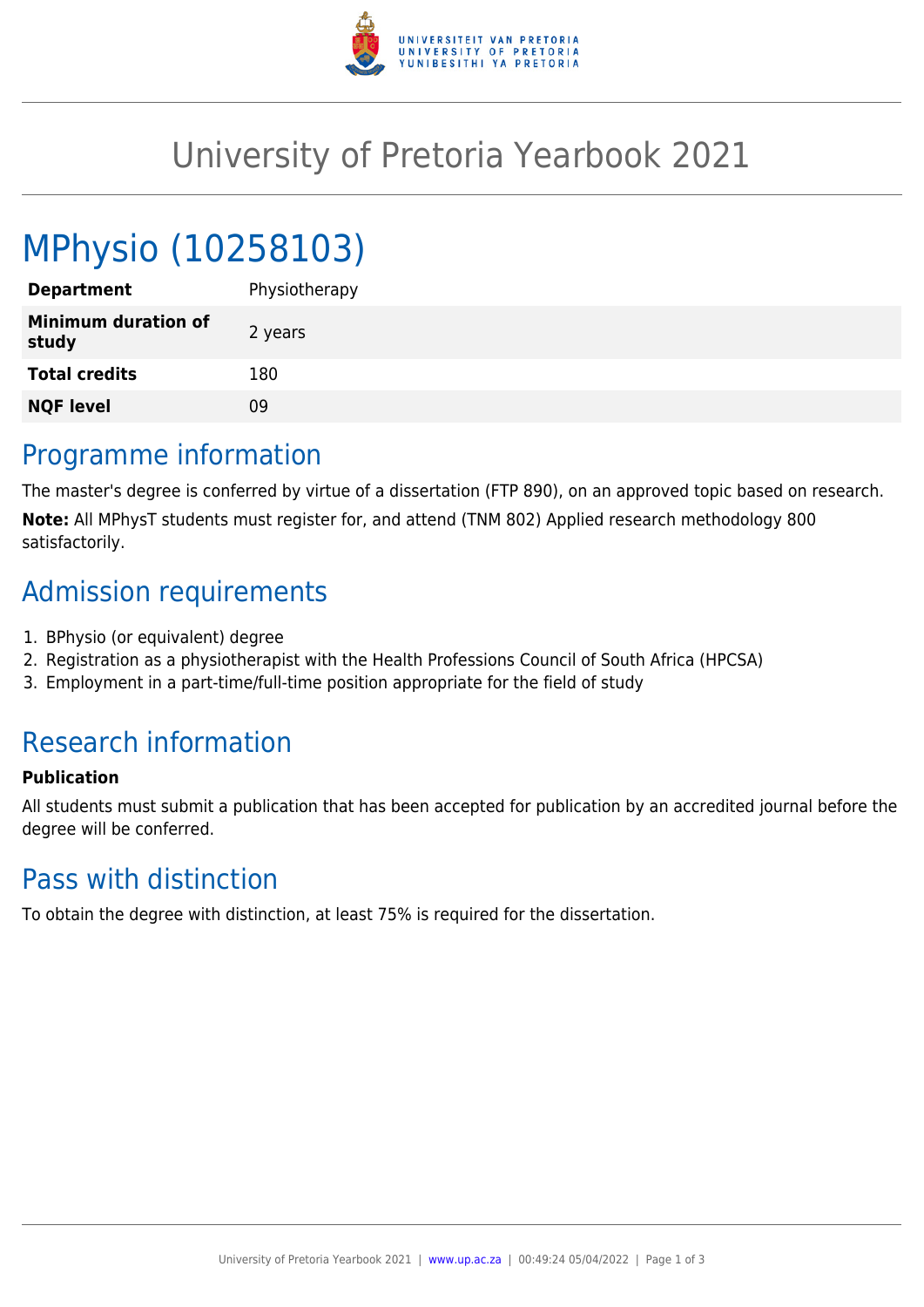# University of Pretoria Yearbook 2021

# MPhysio (10258103)

| | |
|---|---|
| **Department** | Physiotherapy |
| **Minimum duration of study** | 2 years |
| **Total credits** | 180 |
| **NQF level** | 09 |

## Programme information

The master's degree is conferred by virtue of a dissertation (FTP 890), on an approved topic based on research.

**Note:** All MPhysT students must register for, and attend (TNM 802) Applied research methodology 800 satisfactorily.

## Admission requirements

1. BPhysio (or equivalent) degree
2. Registration as a physiotherapist with the Health Professions Council of South Africa (HPCSA)
3. Employment in a part-time/full-time position appropriate for the field of study

## Research information

**Publication**

All students must submit a publication that has been accepted for publication by an accredited journal before the degree will be conferred.

## Pass with distinction

To obtain the degree with distinction, at least 75% is required for the dissertation.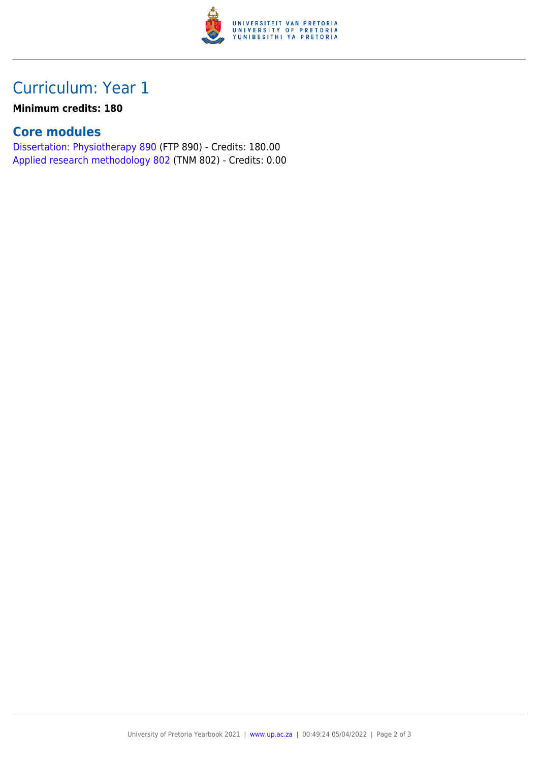## Curriculum: Year 1

**Minimum credits: 180**

### Core modules

Dissertation: Physiotherapy 890 (FTP 890) - Credits: 180.00
Applied research methodology 802 (TNM 802) - Credits: 0.00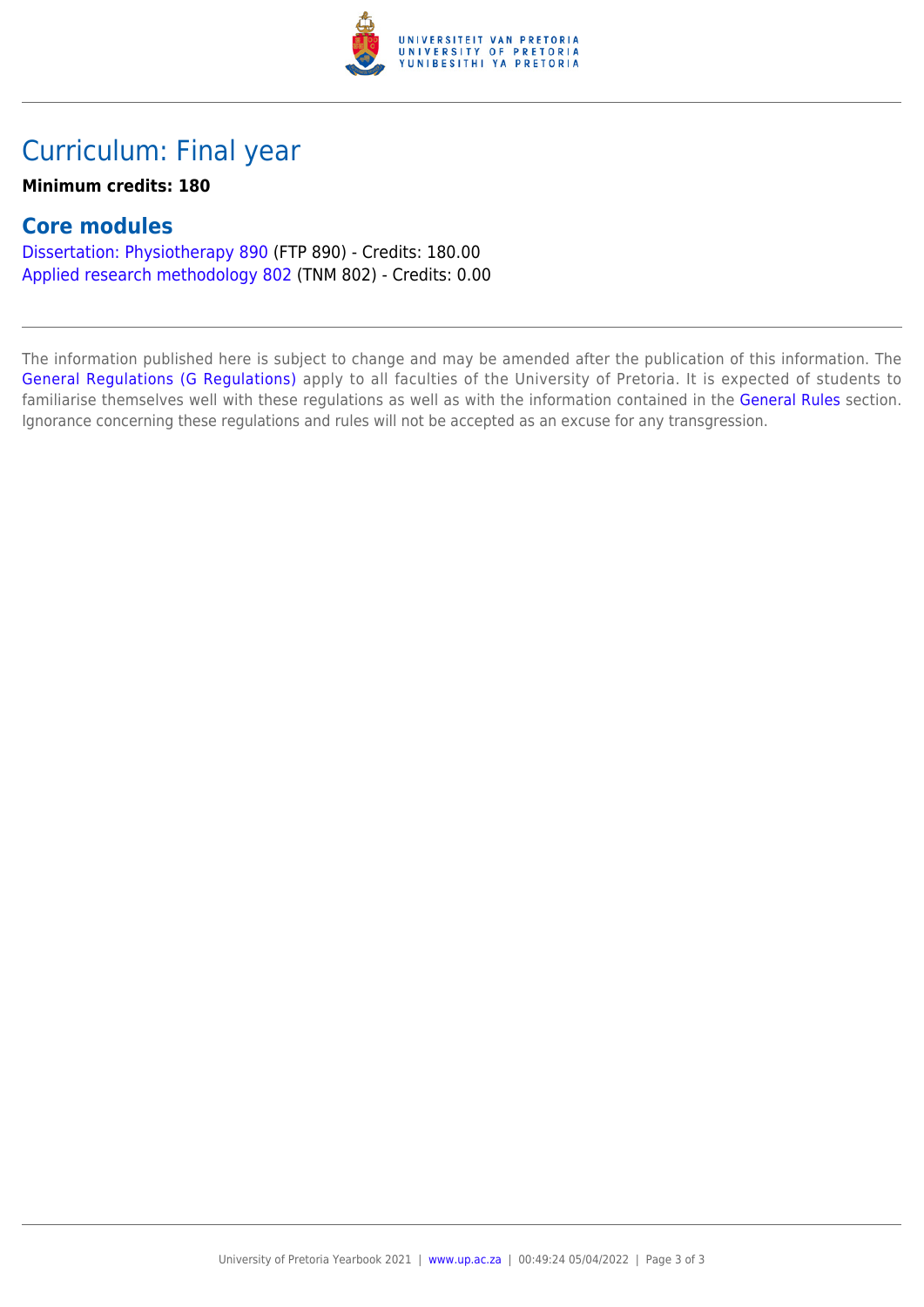# Curriculum: Final year

**Minimum credits: 180**

## Core modules

Dissertation: Physiotherapy 890 (FTP 890) - Credits: 180.00
Applied research methodology 802 (TNM 802) - Credits: 0.00

The information published here is subject to change and may be amended after the publication of this information. The General Regulations (G Regulations) apply to all faculties of the University of Pretoria. It is expected of students to familiarise themselves well with these regulations as well as with the information contained in the General Rules section. Ignorance concerning these regulations and rules will not be accepted as an excuse for any transgression.